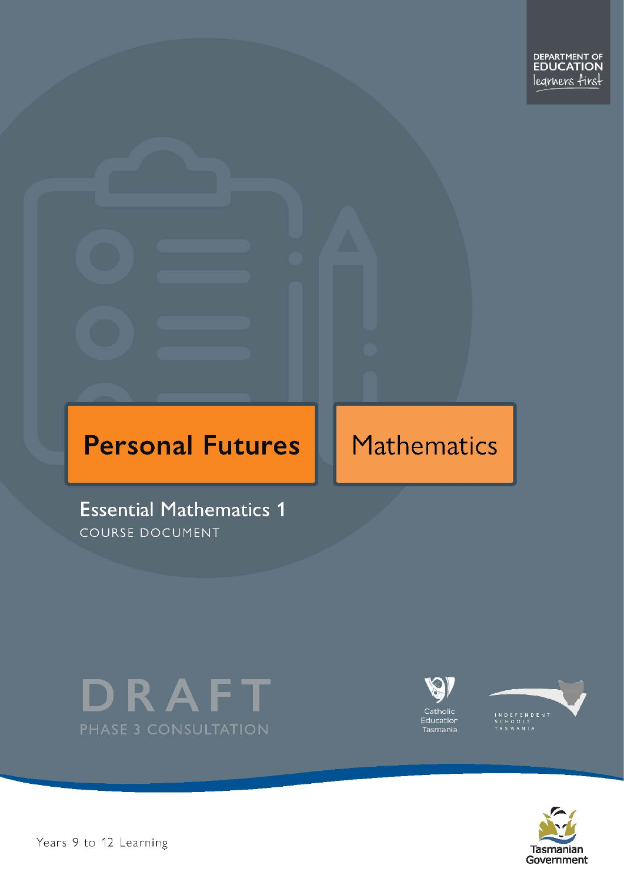DEPARTMENT OF EDUCATION
learners first

# Personal Futures

# Mathematics

## Essential Mathematics 1

COURSE DOCUMENT

DRAFT

PHASE 3 CONSULTATION

Catholic Education Tasmania

INDEPENDENT SCHOOLS TASMANIA

Years 9 to 12 Learning

Tasmanian Government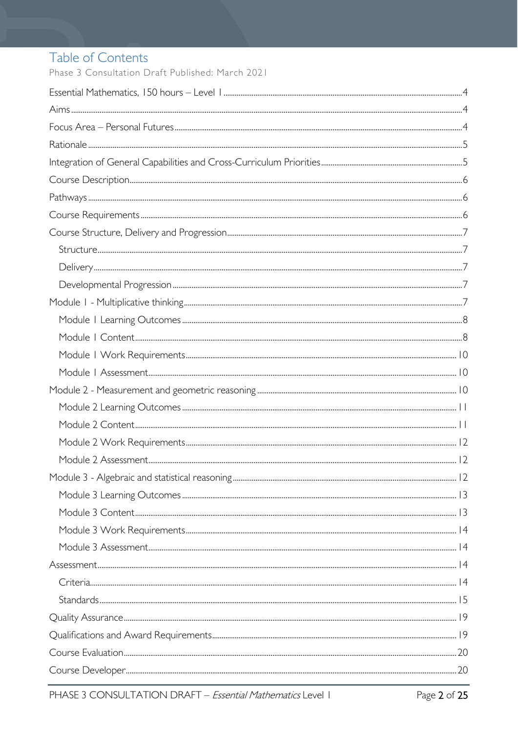# Table of Contents

Phase 3 Consultation Draft Published: March 2021

Essential Mathematics, 150 hours – Level 1 ... 4

Aims ... 4

Focus Area – Personal Futures ... 4

Rationale ... 5

Integration of General Capabilities and Cross-Curriculum Priorities ... 5

Course Description ... 6

Pathways ... 6

Course Requirements ... 6

Course Structure, Delivery and Progression ... 7

- Structure ... 7
- Delivery ... 7
- Developmental Progression ... 7

Module 1 - Multiplicative thinking ... 7

- Module 1 Learning Outcomes ... 8
- Module 1 Content ... 8
- Module 1 Work Requirements ... 10
- Module 1 Assessment ... 10

Module 2 - Measurement and geometric reasoning ... 10

- Module 2 Learning Outcomes ... 11
- Module 2 Content ... 11
- Module 2 Work Requirements ... 12
- Module 2 Assessment ... 12

Module 3 - Algebraic and statistical reasoning ... 12

- Module 3 Learning Outcomes ... 13
- Module 3 Content ... 13
- Module 3 Work Requirements ... 14
- Module 3 Assessment ... 14

Assessment ... 14

- Criteria ... 14
- Standards ... 15

Quality Assurance ... 19

Qualifications and Award Requirements ... 19

Course Evaluation ... 20

Course Developer ... 20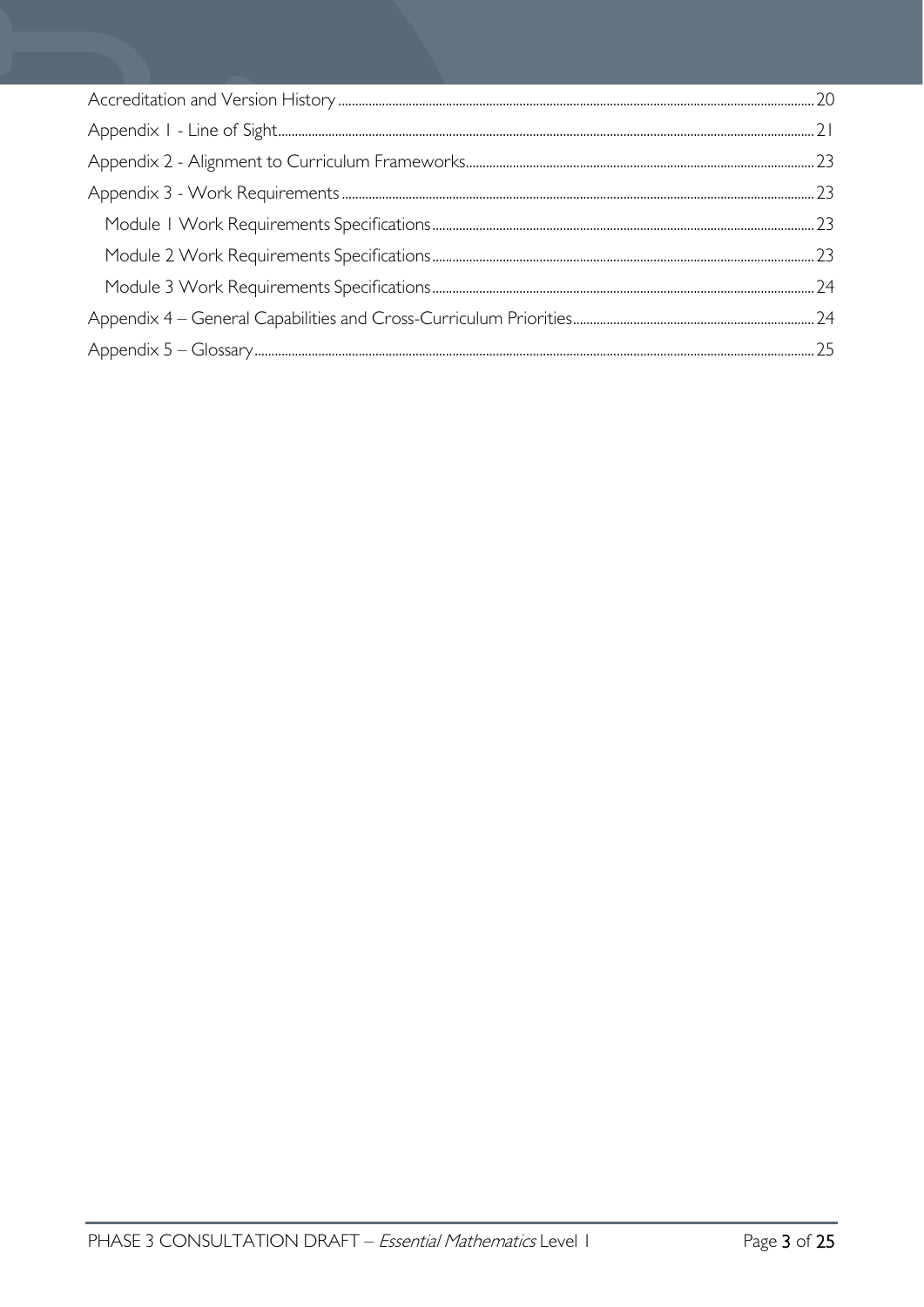Accreditation and Version History ........................................ 20

Appendix 1 - Line of Sight ........................................ 21

Appendix 2 - Alignment to Curriculum Frameworks ........................................ 23

Appendix 3 - Work Requirements ........................................ 23

- Module 1 Work Requirements Specifications ........................................ 23
- Module 2 Work Requirements Specifications ........................................ 23
- Module 3 Work Requirements Specifications ........................................ 24

Appendix 4 – General Capabilities and Cross-Curriculum Priorities ........................................ 24

Appendix 5 – Glossary ........................................ 25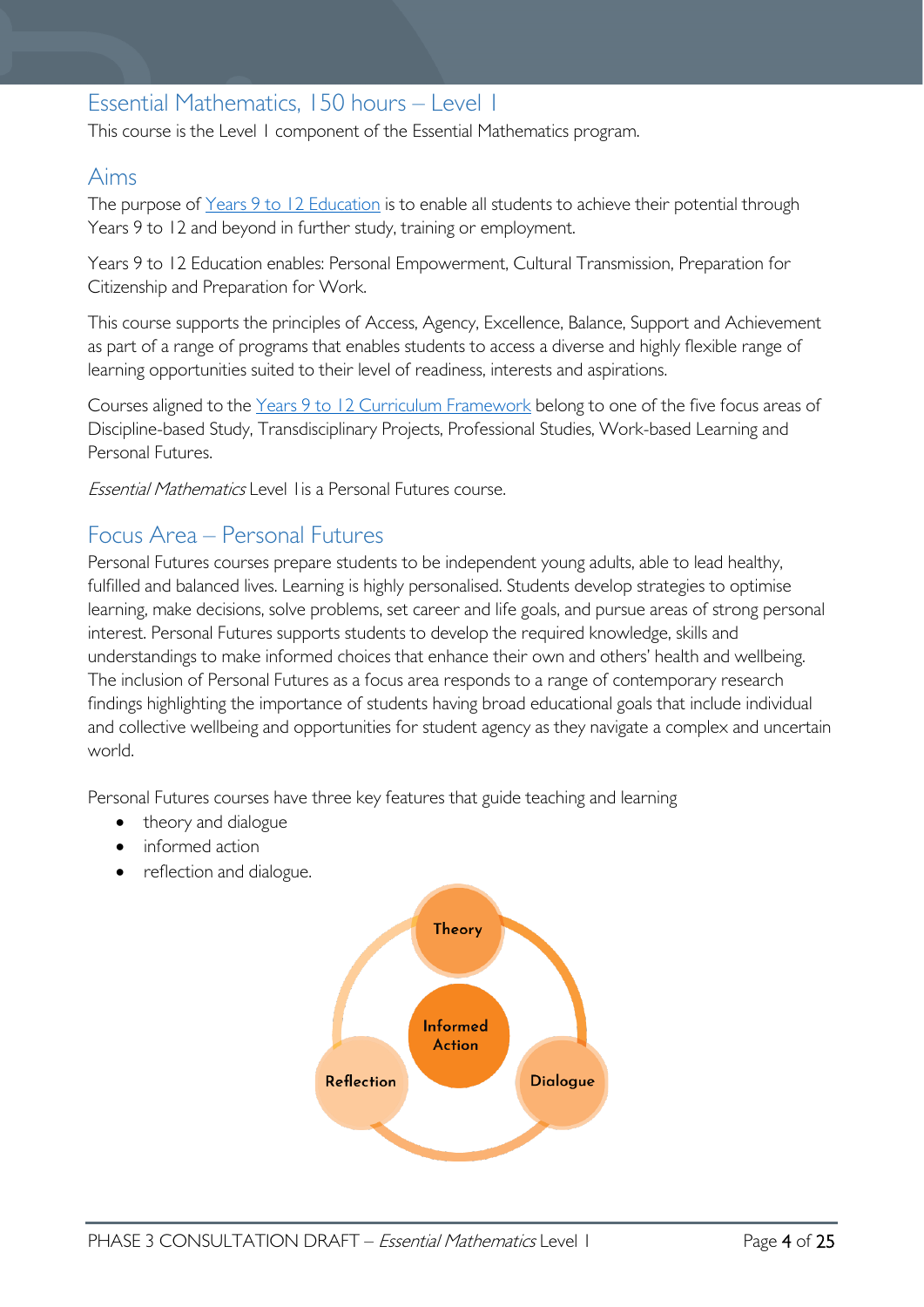## Essential Mathematics, 150 hours – Level 1

This course is the Level 1 component of the Essential Mathematics program.

## Aims

The purpose of [Years 9 to 12 Education] is to enable all students to achieve their potential through Years 9 to 12 and beyond in further study, training or employment.

Years 9 to 12 Education enables: Personal Empowerment, Cultural Transmission, Preparation for Citizenship and Preparation for Work.

This course supports the principles of Access, Agency, Excellence, Balance, Support and Achievement as part of a range of programs that enables students to access a diverse and highly flexible range of learning opportunities suited to their level of readiness, interests and aspirations.

Courses aligned to the [Years 9 to 12 Curriculum Framework] belong to one of the five focus areas of Discipline-based Study, Transdisciplinary Projects, Professional Studies, Work-based Learning and Personal Futures.

*Essential Mathematics* Level 1 is a Personal Futures course.

## Focus Area – Personal Futures

Personal Futures courses prepare students to be independent young adults, able to lead healthy, fulfilled and balanced lives. Learning is highly personalised. Students develop strategies to optimise learning, make decisions, solve problems, set career and life goals, and pursue areas of strong personal interest. Personal Futures supports students to develop the required knowledge, skills and understandings to make informed choices that enhance their own and others' health and wellbeing. The inclusion of Personal Futures as a focus area responds to a range of contemporary research findings highlighting the importance of students having broad educational goals that include individual and collective wellbeing and opportunities for student agency as they navigate a complex and uncertain world.

Personal Futures courses have three key features that guide teaching and learning

- theory and dialogue
- informed action
- reflection and dialogue.

Theory

Informed Action

Reflection

Dialogue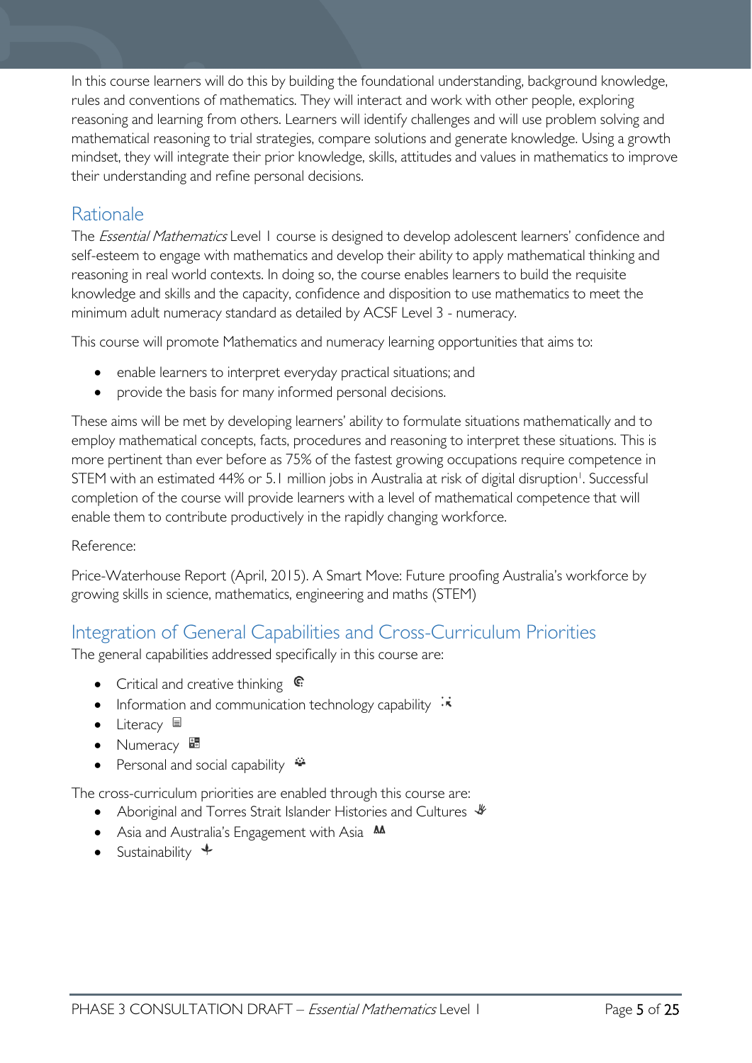In this course learners will do this by building the foundational understanding, background knowledge, rules and conventions of mathematics. They will interact and work with other people, exploring reasoning and learning from others. Learners will identify challenges and will use problem solving and mathematical reasoning to trial strategies, compare solutions and generate knowledge. Using a growth mindset, they will integrate their prior knowledge, skills, attitudes and values in mathematics to improve their understanding and refine personal decisions.

## Rationale

The *Essential Mathematics* Level 1 course is designed to develop adolescent learners' confidence and self-esteem to engage with mathematics and develop their ability to apply mathematical thinking and reasoning in real world contexts. In doing so, the course enables learners to build the requisite knowledge and skills and the capacity, confidence and disposition to use mathematics to meet the minimum adult numeracy standard as detailed by ACSF Level 3 - numeracy.

This course will promote Mathematics and numeracy learning opportunities that aims to:

- enable learners to interpret everyday practical situations; and
- provide the basis for many informed personal decisions.

These aims will be met by developing learners' ability to formulate situations mathematically and to employ mathematical concepts, facts, procedures and reasoning to interpret these situations. This is more pertinent than ever before as 75% of the fastest growing occupations require competence in STEM with an estimated 44% or 5.1 million jobs in Australia at risk of digital disruption[1]. Successful completion of the course will provide learners with a level of mathematical competence that will enable them to contribute productively in the rapidly changing workforce.

Reference:

Price-Waterhouse Report (April, 2015). A Smart Move: Future proofing Australia's workforce by growing skills in science, mathematics, engineering and maths (STEM)

## Integration of General Capabilities and Cross-Curriculum Priorities

The general capabilities addressed specifically in this course are:

- Critical and creative thinking
- Information and communication technology capability
- Literacy
- Numeracy
- Personal and social capability

The cross-curriculum priorities are enabled through this course are:

- Aboriginal and Torres Strait Islander Histories and Cultures
- Asia and Australia's Engagement with Asia
- Sustainability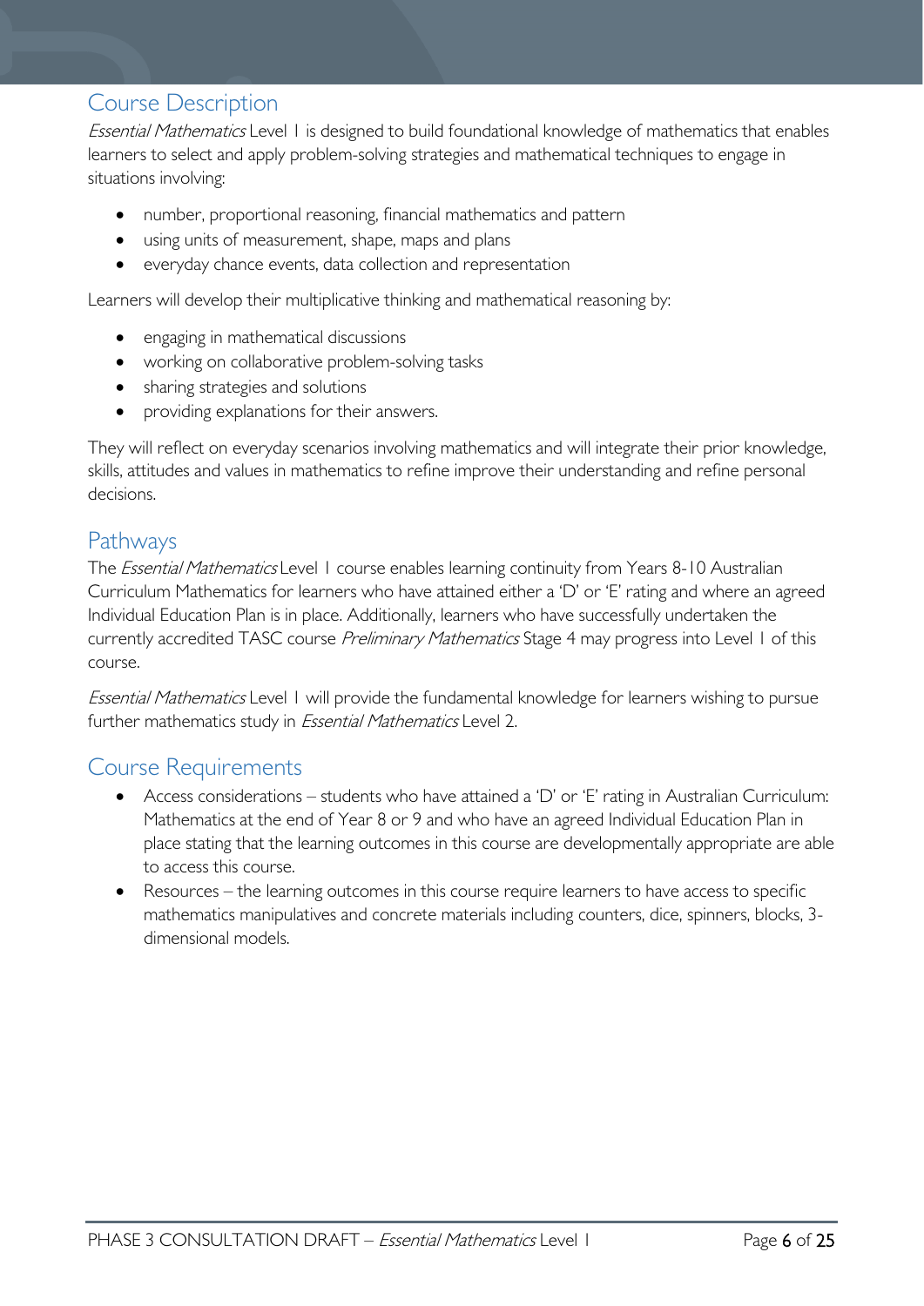## Course Description

*Essential Mathematics* Level 1 is designed to build foundational knowledge of mathematics that enables learners to select and apply problem-solving strategies and mathematical techniques to engage in situations involving:

- number, proportional reasoning, financial mathematics and pattern
- using units of measurement, shape, maps and plans
- everyday chance events, data collection and representation

Learners will develop their multiplicative thinking and mathematical reasoning by:

- engaging in mathematical discussions
- working on collaborative problem-solving tasks
- sharing strategies and solutions
- providing explanations for their answers.

They will reflect on everyday scenarios involving mathematics and will integrate their prior knowledge, skills, attitudes and values in mathematics to refine improve their understanding and refine personal decisions.

## Pathways

The *Essential Mathematics* Level 1 course enables learning continuity from Years 8-10 Australian Curriculum Mathematics for learners who have attained either a 'D' or 'E' rating and where an agreed Individual Education Plan is in place. Additionally, learners who have successfully undertaken the currently accredited TASC course *Preliminary Mathematics* Stage 4 may progress into Level 1 of this course.

*Essential Mathematics* Level 1 will provide the fundamental knowledge for learners wishing to pursue further mathematics study in *Essential Mathematics* Level 2.

## Course Requirements

- Access considerations – students who have attained a 'D' or 'E' rating in Australian Curriculum: Mathematics at the end of Year 8 or 9 and who have an agreed Individual Education Plan in place stating that the learning outcomes in this course are developmentally appropriate are able to access this course.
- Resources – the learning outcomes in this course require learners to have access to specific mathematics manipulatives and concrete materials including counters, dice, spinners, blocks, 3-dimensional models.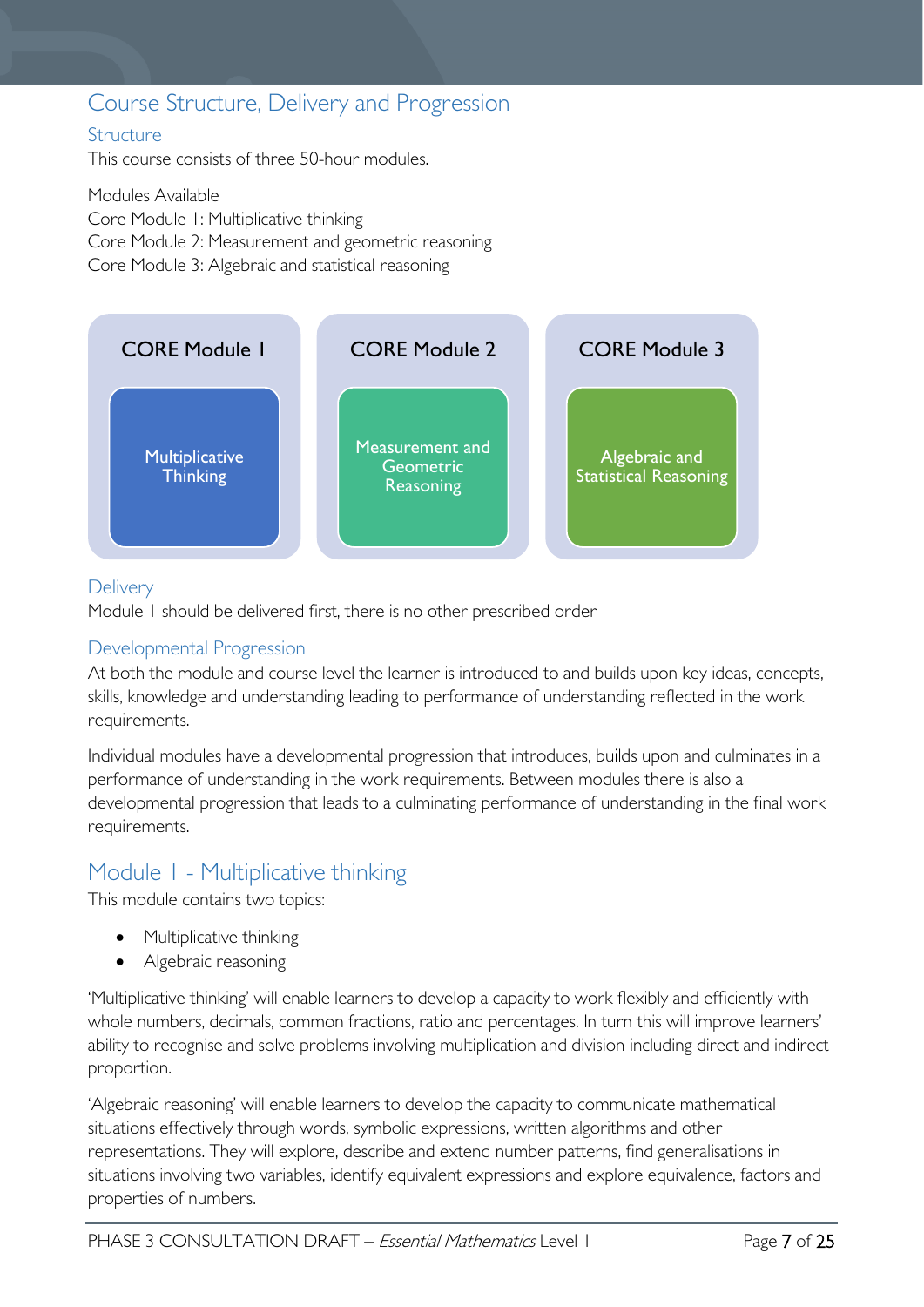## Course Structure, Delivery and Progression

### Structure

This course consists of three 50-hour modules.

Modules Available
Core Module 1: Multiplicative thinking
Core Module 2: Measurement and geometric reasoning
Core Module 3: Algebraic and statistical reasoning

| CORE Module 1 | CORE Module 2 | CORE Module 3 |
| --- | --- | --- |
| Multiplicative Thinking | Measurement and Geometric Reasoning | Algebraic and Statistical Reasoning |

### Delivery

Module 1 should be delivered first, there is no other prescribed order

### Developmental Progression

At both the module and course level the learner is introduced to and builds upon key ideas, concepts, skills, knowledge and understanding leading to performance of understanding reflected in the work requirements.

Individual modules have a developmental progression that introduces, builds upon and culminates in a performance of understanding in the work requirements. Between modules there is also a developmental progression that leads to a culminating performance of understanding in the final work requirements.

## Module 1 - Multiplicative thinking

This module contains two topics:

- Multiplicative thinking
- Algebraic reasoning

'Multiplicative thinking' will enable learners to develop a capacity to work flexibly and efficiently with whole numbers, decimals, common fractions, ratio and percentages. In turn this will improve learners' ability to recognise and solve problems involving multiplication and division including direct and indirect proportion.

'Algebraic reasoning' will enable learners to develop the capacity to communicate mathematical situations effectively through words, symbolic expressions, written algorithms and other representations. They will explore, describe and extend number patterns, find generalisations in situations involving two variables, identify equivalent expressions and explore equivalence, factors and properties of numbers.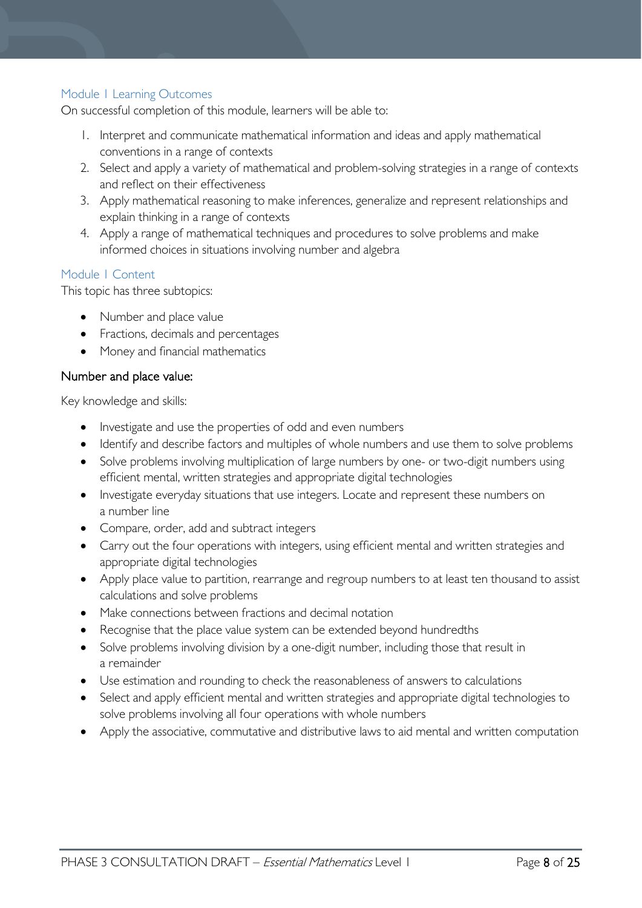## Module 1 Learning Outcomes

On successful completion of this module, learners will be able to:

1. Interpret and communicate mathematical information and ideas and apply mathematical conventions in a range of contexts
2. Select and apply a variety of mathematical and problem-solving strategies in a range of contexts and reflect on their effectiveness
3. Apply mathematical reasoning to make inferences, generalize and represent relationships and explain thinking in a range of contexts
4. Apply a range of mathematical techniques and procedures to solve problems and make informed choices in situations involving number and algebra

## Module 1 Content

This topic has three subtopics:

- Number and place value
- Fractions, decimals and percentages
- Money and financial mathematics

### Number and place value:

Key knowledge and skills:

- Investigate and use the properties of odd and even numbers
- Identify and describe factors and multiples of whole numbers and use them to solve problems
- Solve problems involving multiplication of large numbers by one- or two-digit numbers using efficient mental, written strategies and appropriate digital technologies
- Investigate everyday situations that use integers. Locate and represent these numbers on a number line
- Compare, order, add and subtract integers
- Carry out the four operations with integers, using efficient mental and written strategies and appropriate digital technologies
- Apply place value to partition, rearrange and regroup numbers to at least ten thousand to assist calculations and solve problems
- Make connections between fractions and decimal notation
- Recognise that the place value system can be extended beyond hundredths
- Solve problems involving division by a one-digit number, including those that result in a remainder
- Use estimation and rounding to check the reasonableness of answers to calculations
- Select and apply efficient mental and written strategies and appropriate digital technologies to solve problems involving all four operations with whole numbers
- Apply the associative, commutative and distributive laws to aid mental and written computation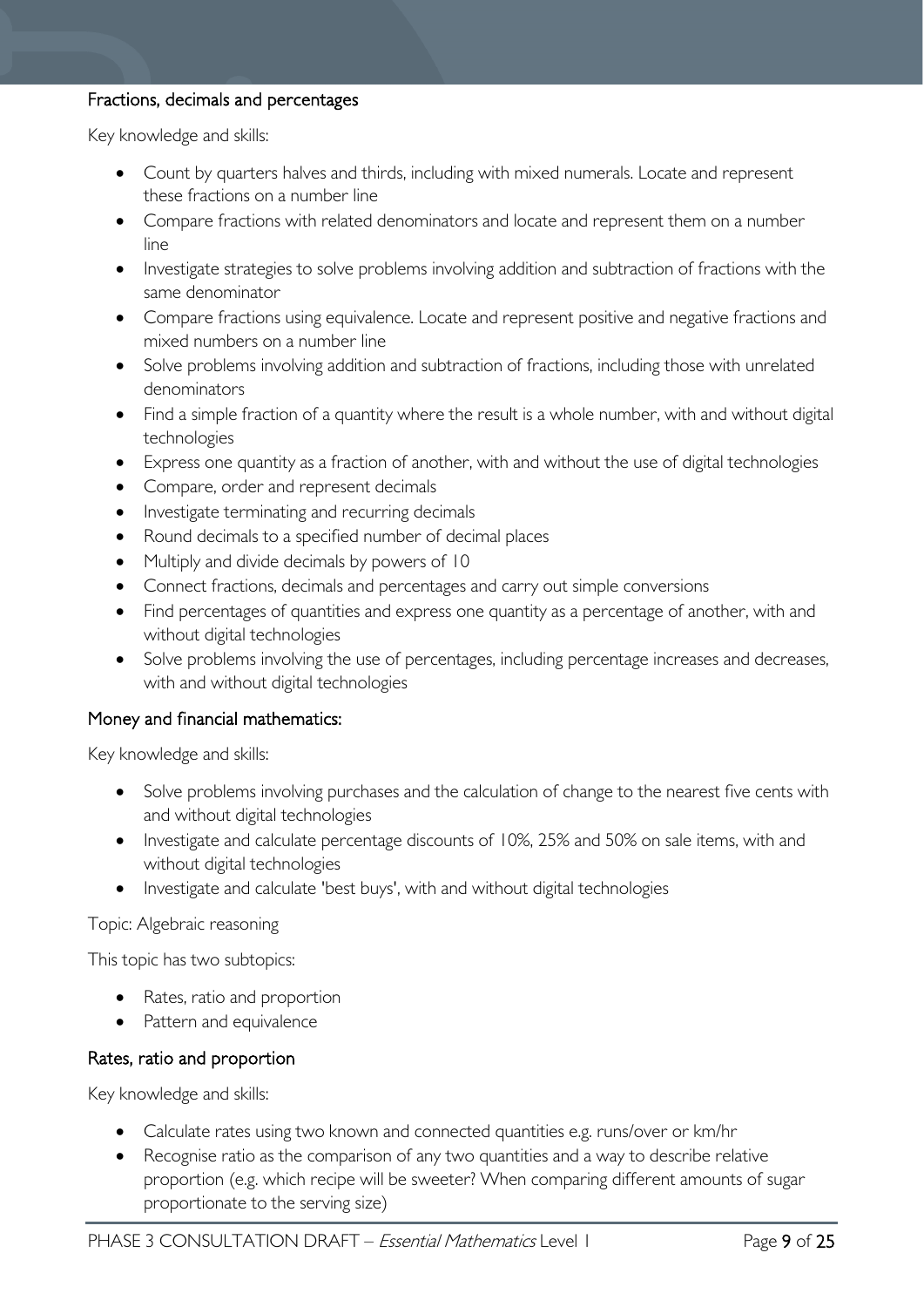### Fractions, decimals and percentages

Key knowledge and skills:

- Count by quarters halves and thirds, including with mixed numerals. Locate and represent these fractions on a number line
- Compare fractions with related denominators and locate and represent them on a number line
- Investigate strategies to solve problems involving addition and subtraction of fractions with the same denominator
- Compare fractions using equivalence. Locate and represent positive and negative fractions and mixed numbers on a number line
- Solve problems involving addition and subtraction of fractions, including those with unrelated denominators
- Find a simple fraction of a quantity where the result is a whole number, with and without digital technologies
- Express one quantity as a fraction of another, with and without the use of digital technologies
- Compare, order and represent decimals
- Investigate terminating and recurring decimals
- Round decimals to a specified number of decimal places
- Multiply and divide decimals by powers of 10
- Connect fractions, decimals and percentages and carry out simple conversions
- Find percentages of quantities and express one quantity as a percentage of another, with and without digital technologies
- Solve problems involving the use of percentages, including percentage increases and decreases, with and without digital technologies

### Money and financial mathematics:

Key knowledge and skills:

- Solve problems involving purchases and the calculation of change to the nearest five cents with and without digital technologies
- Investigate and calculate percentage discounts of 10%, 25% and 50% on sale items, with and without digital technologies
- Investigate and calculate 'best buys', with and without digital technologies

Topic: Algebraic reasoning

This topic has two subtopics:

- Rates, ratio and proportion
- Pattern and equivalence

### Rates, ratio and proportion

Key knowledge and skills:

- Calculate rates using two known and connected quantities e.g. runs/over or km/hr
- Recognise ratio as the comparison of any two quantities and a way to describe relative proportion (e.g. which recipe will be sweeter? When comparing different amounts of sugar proportionate to the serving size)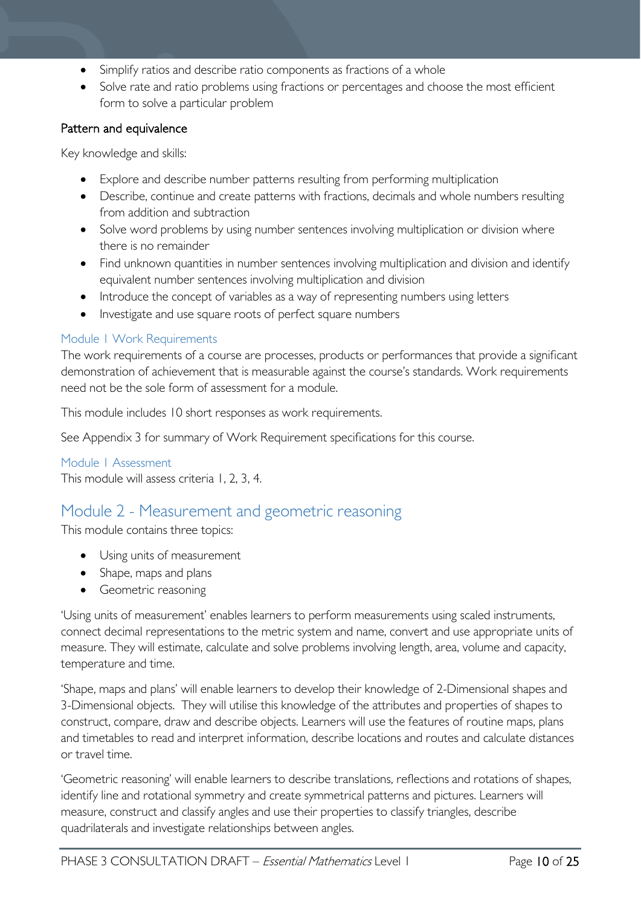- Simplify ratios and describe ratio components as fractions of a whole
- Solve rate and ratio problems using fractions or percentages and choose the most efficient form to solve a particular problem

### Pattern and equivalence

Key knowledge and skills:

- Explore and describe number patterns resulting from performing multiplication
- Describe, continue and create patterns with fractions, decimals and whole numbers resulting from addition and subtraction
- Solve word problems by using number sentences involving multiplication or division where there is no remainder
- Find unknown quantities in number sentences involving multiplication and division and identify equivalent number sentences involving multiplication and division
- Introduce the concept of variables as a way of representing numbers using letters
- Investigate and use square roots of perfect square numbers

### Module 1 Work Requirements

The work requirements of a course are processes, products or performances that provide a significant demonstration of achievement that is measurable against the course's standards. Work requirements need not be the sole form of assessment for a module.

This module includes 10 short responses as work requirements.

See Appendix 3 for summary of Work Requirement specifications for this course.

### Module 1 Assessment

This module will assess criteria 1, 2, 3, 4.

## Module 2 - Measurement and geometric reasoning

This module contains three topics:

- Using units of measurement
- Shape, maps and plans
- Geometric reasoning

'Using units of measurement' enables learners to perform measurements using scaled instruments, connect decimal representations to the metric system and name, convert and use appropriate units of measure. They will estimate, calculate and solve problems involving length, area, volume and capacity, temperature and time.

'Shape, maps and plans' will enable learners to develop their knowledge of 2-Dimensional shapes and 3-Dimensional objects. They will utilise this knowledge of the attributes and properties of shapes to construct, compare, draw and describe objects. Learners will use the features of routine maps, plans and timetables to read and interpret information, describe locations and routes and calculate distances or travel time.

'Geometric reasoning' will enable learners to describe translations, reflections and rotations of shapes, identify line and rotational symmetry and create symmetrical patterns and pictures. Learners will measure, construct and classify angles and use their properties to classify triangles, describe quadrilaterals and investigate relationships between angles.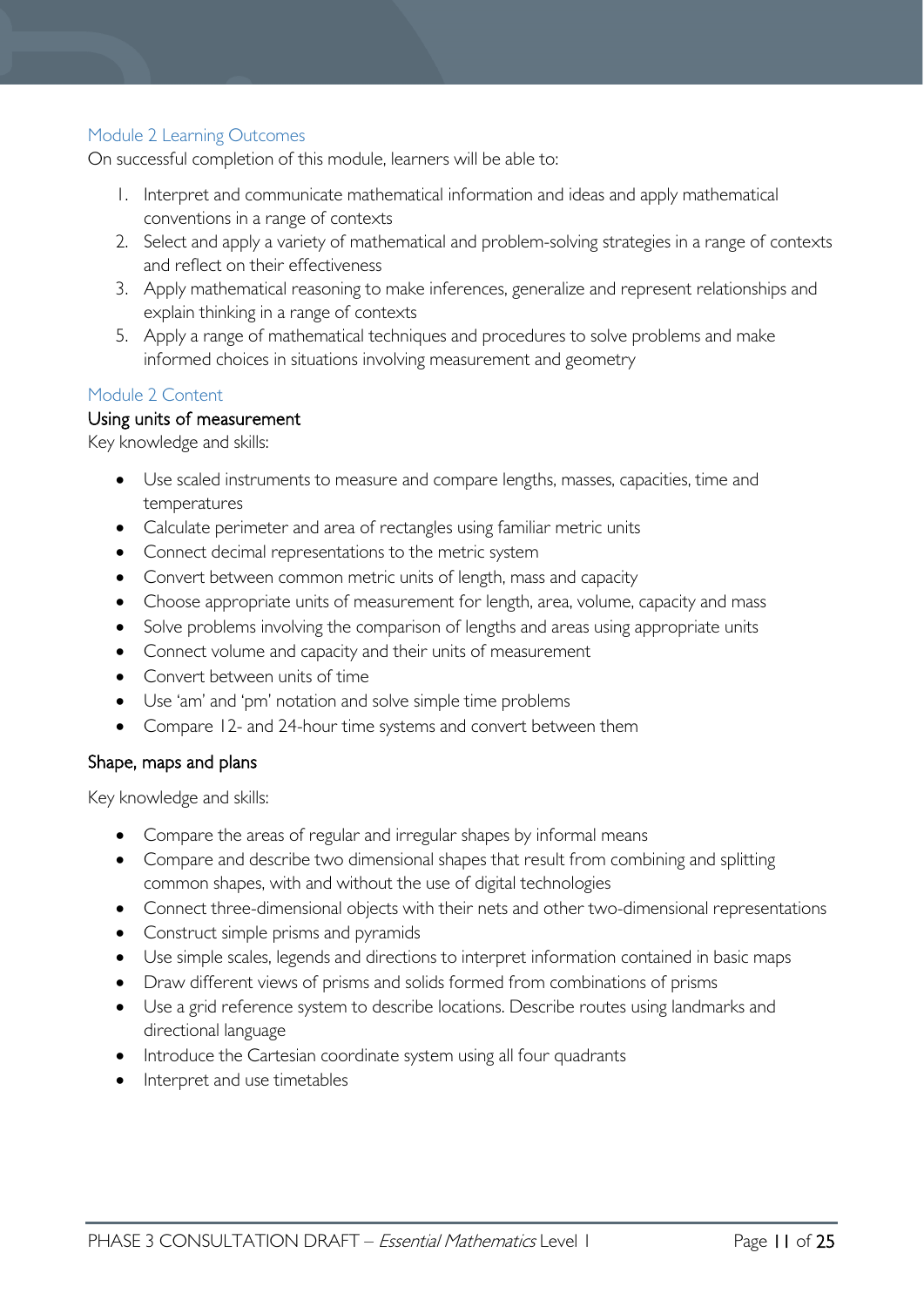## Module 2 Learning Outcomes

On successful completion of this module, learners will be able to:

1. Interpret and communicate mathematical information and ideas and apply mathematical conventions in a range of contexts
2. Select and apply a variety of mathematical and problem-solving strategies in a range of contexts and reflect on their effectiveness
3. Apply mathematical reasoning to make inferences, generalize and represent relationships and explain thinking in a range of contexts

5. Apply a range of mathematical techniques and procedures to solve problems and make informed choices in situations involving measurement and geometry

## Module 2 Content

### Using units of measurement

Key knowledge and skills:

- Use scaled instruments to measure and compare lengths, masses, capacities, time and temperatures
- Calculate perimeter and area of rectangles using familiar metric units
- Connect decimal representations to the metric system
- Convert between common metric units of length, mass and capacity
- Choose appropriate units of measurement for length, area, volume, capacity and mass
- Solve problems involving the comparison of lengths and areas using appropriate units
- Connect volume and capacity and their units of measurement
- Convert between units of time
- Use 'am' and 'pm' notation and solve simple time problems
- Compare 12- and 24-hour time systems and convert between them

### Shape, maps and plans

Key knowledge and skills:

- Compare the areas of regular and irregular shapes by informal means
- Compare and describe two dimensional shapes that result from combining and splitting common shapes, with and without the use of digital technologies
- Connect three-dimensional objects with their nets and other two-dimensional representations
- Construct simple prisms and pyramids
- Use simple scales, legends and directions to interpret information contained in basic maps
- Draw different views of prisms and solids formed from combinations of prisms
- Use a grid reference system to describe locations. Describe routes using landmarks and directional language
- Introduce the Cartesian coordinate system using all four quadrants
- Interpret and use timetables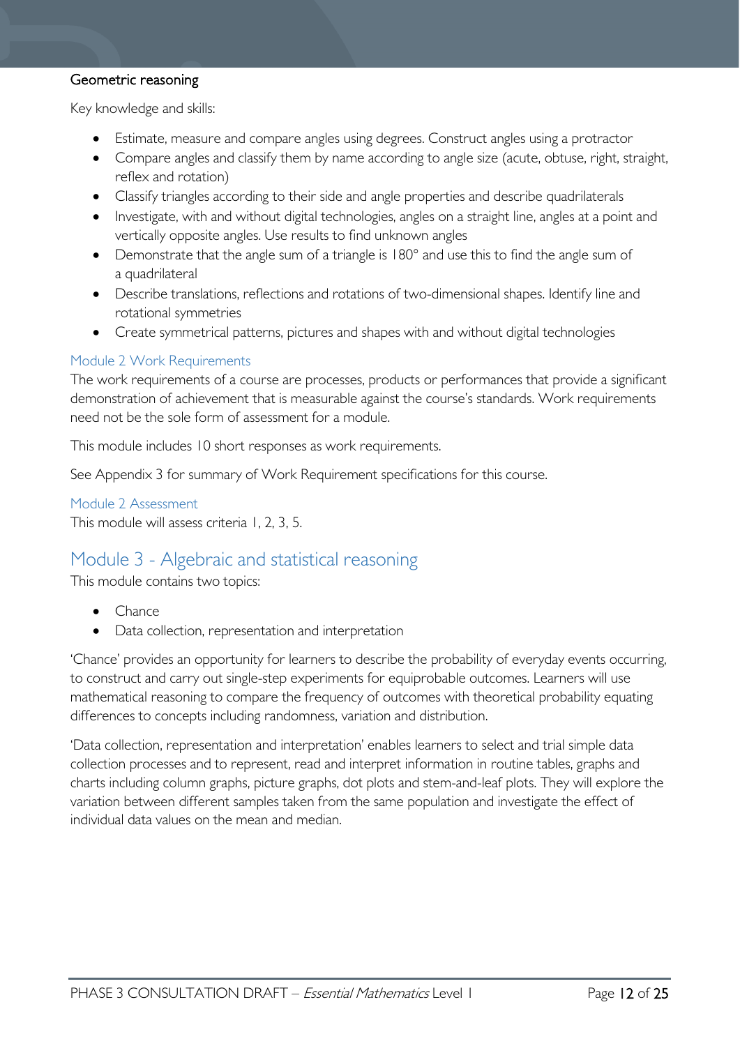#### Geometric reasoning

Key knowledge and skills:

- Estimate, measure and compare angles using degrees. Construct angles using a protractor
- Compare angles and classify them by name according to angle size (acute, obtuse, right, straight, reflex and rotation)
- Classify triangles according to their side and angle properties and describe quadrilaterals
- Investigate, with and without digital technologies, angles on a straight line, angles at a point and vertically opposite angles. Use results to find unknown angles
- Demonstrate that the angle sum of a triangle is 180° and use this to find the angle sum of a quadrilateral
- Describe translations, reflections and rotations of two-dimensional shapes. Identify line and rotational symmetries
- Create symmetrical patterns, pictures and shapes with and without digital technologies

### Module 2 Work Requirements

The work requirements of a course are processes, products or performances that provide a significant demonstration of achievement that is measurable against the course's standards. Work requirements need not be the sole form of assessment for a module.

This module includes 10 short responses as work requirements.

See Appendix 3 for summary of Work Requirement specifications for this course.

### Module 2 Assessment

This module will assess criteria 1, 2, 3, 5.

## Module 3 - Algebraic and statistical reasoning

This module contains two topics:

- Chance
- Data collection, representation and interpretation

'Chance' provides an opportunity for learners to describe the probability of everyday events occurring, to construct and carry out single-step experiments for equiprobable outcomes. Learners will use mathematical reasoning to compare the frequency of outcomes with theoretical probability equating differences to concepts including randomness, variation and distribution.

'Data collection, representation and interpretation' enables learners to select and trial simple data collection processes and to represent, read and interpret information in routine tables, graphs and charts including column graphs, picture graphs, dot plots and stem-and-leaf plots. They will explore the variation between different samples taken from the same population and investigate the effect of individual data values on the mean and median.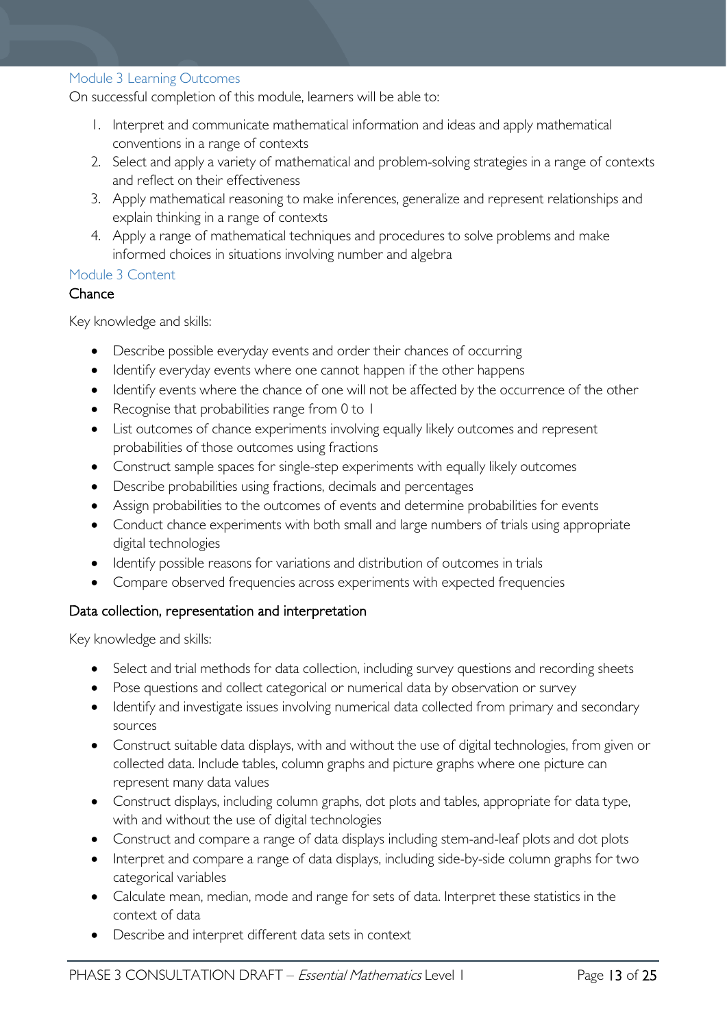### Module 3 Learning Outcomes

On successful completion of this module, learners will be able to:

1. Interpret and communicate mathematical information and ideas and apply mathematical conventions in a range of contexts
2. Select and apply a variety of mathematical and problem-solving strategies in a range of contexts and reflect on their effectiveness
3. Apply mathematical reasoning to make inferences, generalize and represent relationships and explain thinking in a range of contexts
4. Apply a range of mathematical techniques and procedures to solve problems and make informed choices in situations involving number and algebra

### Module 3 Content

#### Chance

Key knowledge and skills:

- Describe possible everyday events and order their chances of occurring
- Identify everyday events where one cannot happen if the other happens
- Identify events where the chance of one will not be affected by the occurrence of the other
- Recognise that probabilities range from 0 to 1
- List outcomes of chance experiments involving equally likely outcomes and represent probabilities of those outcomes using fractions
- Construct sample spaces for single-step experiments with equally likely outcomes
- Describe probabilities using fractions, decimals and percentages
- Assign probabilities to the outcomes of events and determine probabilities for events
- Conduct chance experiments with both small and large numbers of trials using appropriate digital technologies
- Identify possible reasons for variations and distribution of outcomes in trials
- Compare observed frequencies across experiments with expected frequencies

#### Data collection, representation and interpretation

Key knowledge and skills:

- Select and trial methods for data collection, including survey questions and recording sheets
- Pose questions and collect categorical or numerical data by observation or survey
- Identify and investigate issues involving numerical data collected from primary and secondary sources
- Construct suitable data displays, with and without the use of digital technologies, from given or collected data. Include tables, column graphs and picture graphs where one picture can represent many data values
- Construct displays, including column graphs, dot plots and tables, appropriate for data type, with and without the use of digital technologies
- Construct and compare a range of data displays including stem-and-leaf plots and dot plots
- Interpret and compare a range of data displays, including side-by-side column graphs for two categorical variables
- Calculate mean, median, mode and range for sets of data. Interpret these statistics in the context of data
- Describe and interpret different data sets in context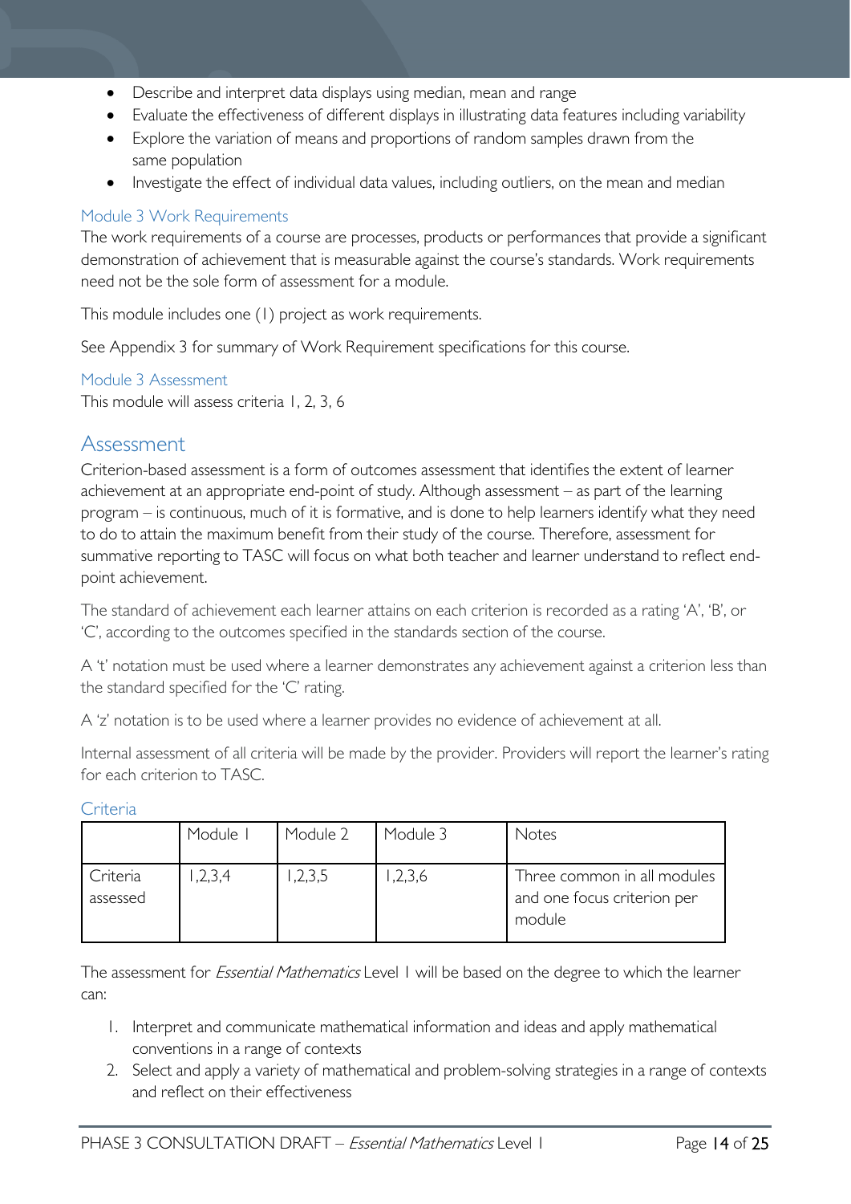- Describe and interpret data displays using median, mean and range
- Evaluate the effectiveness of different displays in illustrating data features including variability
- Explore the variation of means and proportions of random samples drawn from the same population
- Investigate the effect of individual data values, including outliers, on the mean and median

### Module 3 Work Requirements

The work requirements of a course are processes, products or performances that provide a significant demonstration of achievement that is measurable against the course's standards. Work requirements need not be the sole form of assessment for a module.

This module includes one (1) project as work requirements.

See Appendix 3 for summary of Work Requirement specifications for this course.

### Module 3 Assessment

This module will assess criteria 1, 2, 3, 6

## Assessment

Criterion-based assessment is a form of outcomes assessment that identifies the extent of learner achievement at an appropriate end-point of study. Although assessment – as part of the learning program – is continuous, much of it is formative, and is done to help learners identify what they need to do to attain the maximum benefit from their study of the course. Therefore, assessment for summative reporting to TASC will focus on what both teacher and learner understand to reflect end-point achievement.

The standard of achievement each learner attains on each criterion is recorded as a rating 'A', 'B', or 'C', according to the outcomes specified in the standards section of the course.

A 't' notation must be used where a learner demonstrates any achievement against a criterion less than the standard specified for the 'C' rating.

A 'z' notation is to be used where a learner provides no evidence of achievement at all.

Internal assessment of all criteria will be made by the provider. Providers will report the learner's rating for each criterion to TASC.

### Criteria

| | Module 1 | Module 2 | Module 3 | Notes |
|---|---|---|---|---|
| Criteria assessed | 1,2,3,4 | 1,2,3,5 | 1,2,3,6 | Three common in all modules and one focus criterion per module |

The assessment for *Essential Mathematics* Level 1 will be based on the degree to which the learner can:

1. Interpret and communicate mathematical information and ideas and apply mathematical conventions in a range of contexts
2. Select and apply a variety of mathematical and problem-solving strategies in a range of contexts and reflect on their effectiveness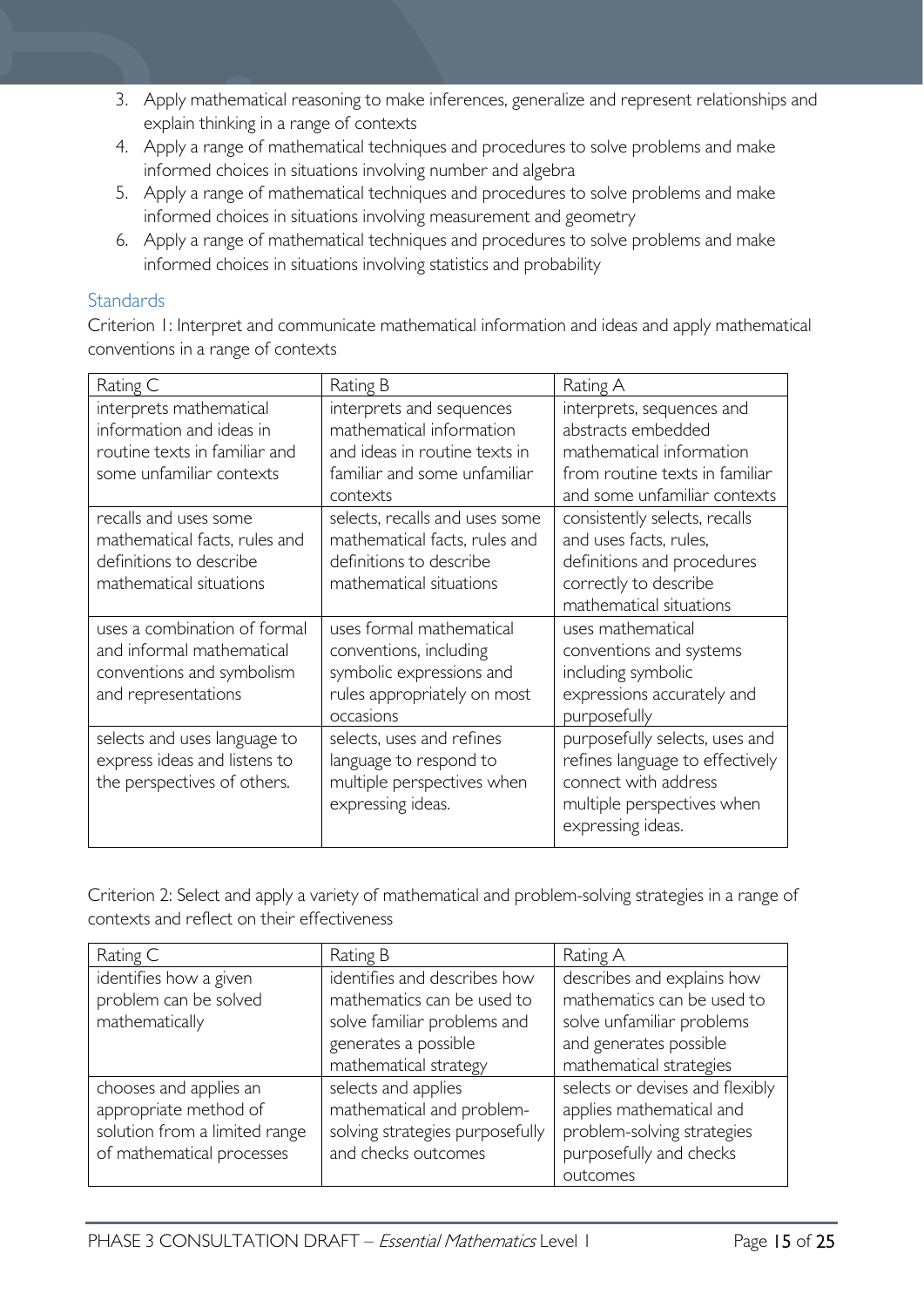3. Apply mathematical reasoning to make inferences, generalize and represent relationships and explain thinking in a range of contexts
4. Apply a range of mathematical techniques and procedures to solve problems and make informed choices in situations involving number and algebra
5. Apply a range of mathematical techniques and procedures to solve problems and make informed choices in situations involving measurement and geometry
6. Apply a range of mathematical techniques and procedures to solve problems and make informed choices in situations involving statistics and probability

### Standards

Criterion 1: Interpret and communicate mathematical information and ideas and apply mathematical conventions in a range of contexts

| Rating C | Rating B | Rating A |
|---|---|---|
| interprets mathematical information and ideas in routine texts in familiar and some unfamiliar contexts | interprets and sequences mathematical information and ideas in routine texts in familiar and some unfamiliar contexts | interprets, sequences and abstracts embedded mathematical information from routine texts in familiar and some unfamiliar contexts |
| recalls and uses some mathematical facts, rules and definitions to describe mathematical situations | selects, recalls and uses some mathematical facts, rules and definitions to describe mathematical situations | consistently selects, recalls and uses facts, rules, definitions and procedures correctly to describe mathematical situations |
| uses a combination of formal and informal mathematical conventions and symbolism and representations | uses formal mathematical conventions, including symbolic expressions and rules appropriately on most occasions | uses mathematical conventions and systems including symbolic expressions accurately and purposefully |
| selects and uses language to express ideas and listens to the perspectives of others. | selects, uses and refines language to respond to multiple perspectives when expressing ideas. | purposefully selects, uses and refines language to effectively connect with address multiple perspectives when expressing ideas. |

Criterion 2: Select and apply a variety of mathematical and problem-solving strategies in a range of contexts and reflect on their effectiveness

| Rating C | Rating B | Rating A |
|---|---|---|
| identifies how a given problem can be solved mathematically | identifies and describes how mathematics can be used to solve familiar problems and generates a possible mathematical strategy | describes and explains how mathematics can be used to solve unfamiliar problems and generates possible mathematical strategies |
| chooses and applies an appropriate method of solution from a limited range of mathematical processes | selects and applies mathematical and problem-solving strategies purposefully and checks outcomes | selects or devises and flexibly applies mathematical and problem-solving strategies purposefully and checks outcomes |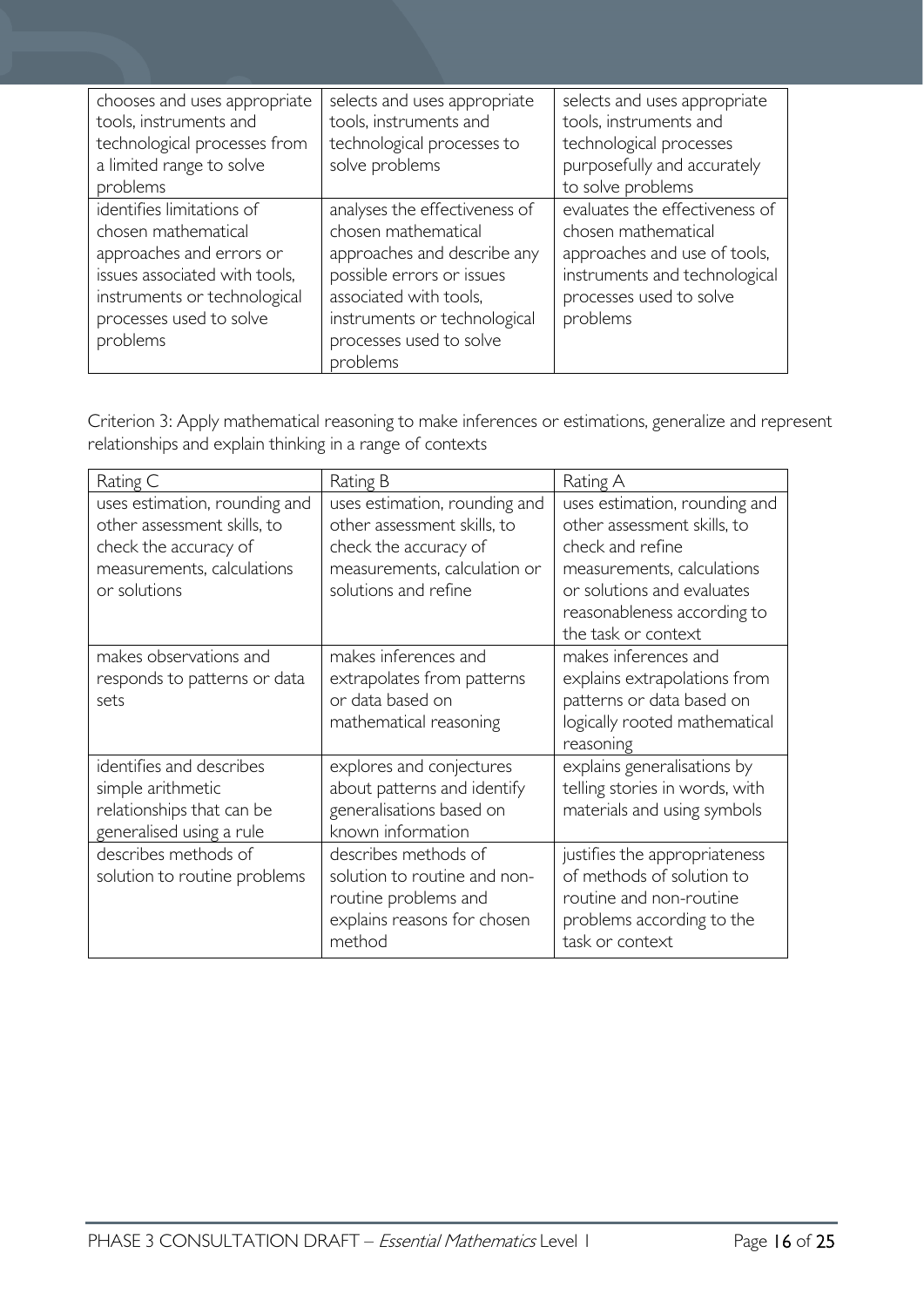| | | |
|---|---|---|
| chooses and uses appropriate tools, instruments and technological processes from a limited range to solve problems | selects and uses appropriate tools, instruments and technological processes to solve problems | selects and uses appropriate tools, instruments and technological processes purposefully and accurately to solve problems |
| identifies limitations of chosen mathematical approaches and errors or issues associated with tools, instruments or technological processes used to solve problems | analyses the effectiveness of chosen mathematical approaches and describe any possible errors or issues associated with tools, instruments or technological processes used to solve problems | evaluates the effectiveness of chosen mathematical approaches and use of tools, instruments and technological processes used to solve problems |

Criterion 3: Apply mathematical reasoning to make inferences or estimations, generalize and represent relationships and explain thinking in a range of contexts

| Rating C | Rating B | Rating A |
|---|---|---|
| uses estimation, rounding and other assessment skills, to check the accuracy of measurements, calculations or solutions | uses estimation, rounding and other assessment skills, to check the accuracy of measurements, calculation or solutions and refine | uses estimation, rounding and other assessment skills, to check and refine measurements, calculations or solutions and evaluates reasonableness according to the task or context |
| makes observations and responds to patterns or data sets | makes inferences and extrapolates from patterns or data based on mathematical reasoning | makes inferences and explains extrapolations from patterns or data based on logically rooted mathematical reasoning |
| identifies and describes simple arithmetic relationships that can be generalised using a rule | explores and conjectures about patterns and identify generalisations based on known information | explains generalisations by telling stories in words, with materials and using symbols |
| describes methods of solution to routine problems | describes methods of solution to routine and non-routine problems and explains reasons for chosen method | justifies the appropriateness of methods of solution to routine and non-routine problems according to the task or context |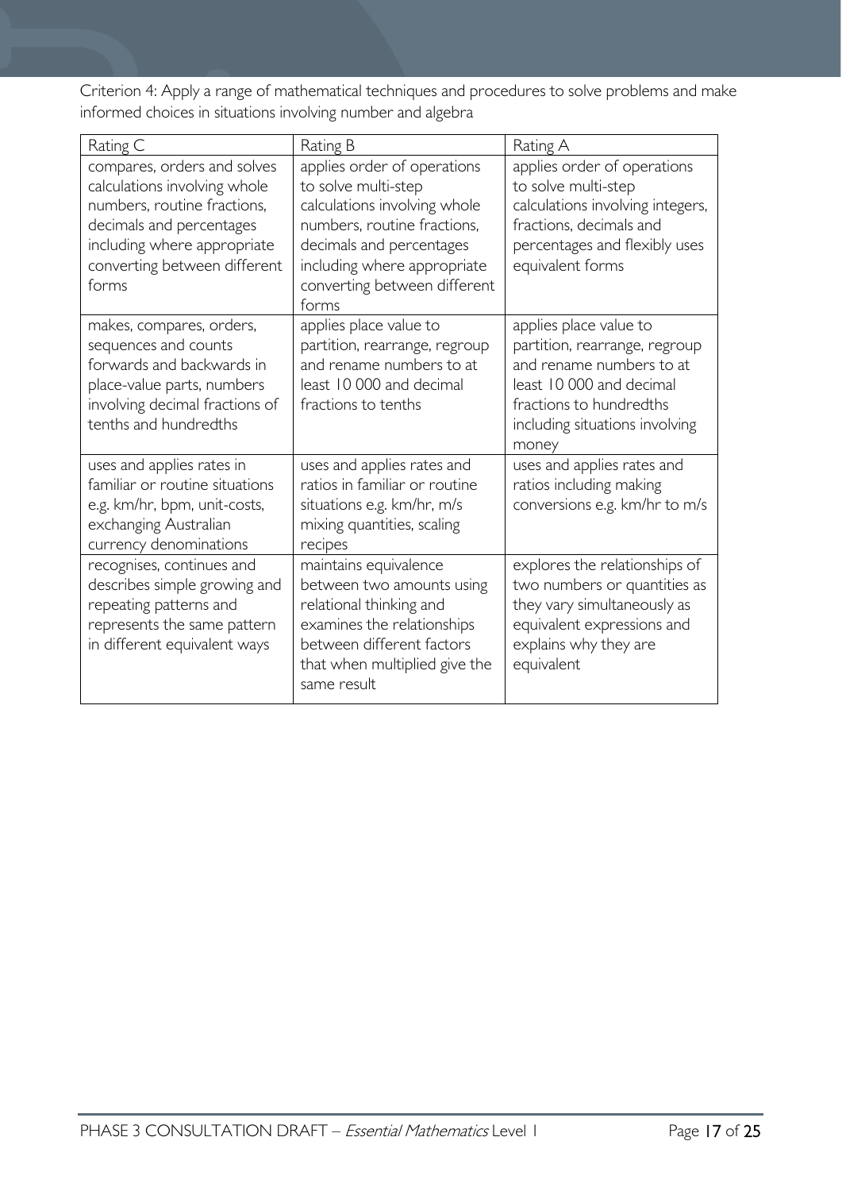Criterion 4: Apply a range of mathematical techniques and procedures to solve problems and make informed choices in situations involving number and algebra

| Rating C | Rating B | Rating A |
| --- | --- | --- |
| compares, orders and solves calculations involving whole numbers, routine fractions, decimals and percentages including where appropriate converting between different forms | applies order of operations to solve multi-step calculations involving whole numbers, routine fractions, decimals and percentages including where appropriate converting between different forms | applies order of operations to solve multi-step calculations involving integers, fractions, decimals and percentages and flexibly uses equivalent forms |
| makes, compares, orders, sequences and counts forwards and backwards in place-value parts, numbers involving decimal fractions of tenths and hundredths | applies place value to partition, rearrange, regroup and rename numbers to at least 10 000 and decimal fractions to tenths | applies place value to partition, rearrange, regroup and rename numbers to at least 10 000 and decimal fractions to hundredths including situations involving money |
| uses and applies rates in familiar or routine situations e.g. km/hr, bpm, unit-costs, exchanging Australian currency denominations | uses and applies rates and ratios in familiar or routine situations e.g. km/hr, m/s mixing quantities, scaling recipes | uses and applies rates and ratios including making conversions e.g. km/hr to m/s |
| recognises, continues and describes simple growing and repeating patterns and represents the same pattern in different equivalent ways | maintains equivalence between two amounts using relational thinking and examines the relationships between different factors that when multiplied give the same result | explores the relationships of two numbers or quantities as they vary simultaneously as equivalent expressions and explains why they are equivalent |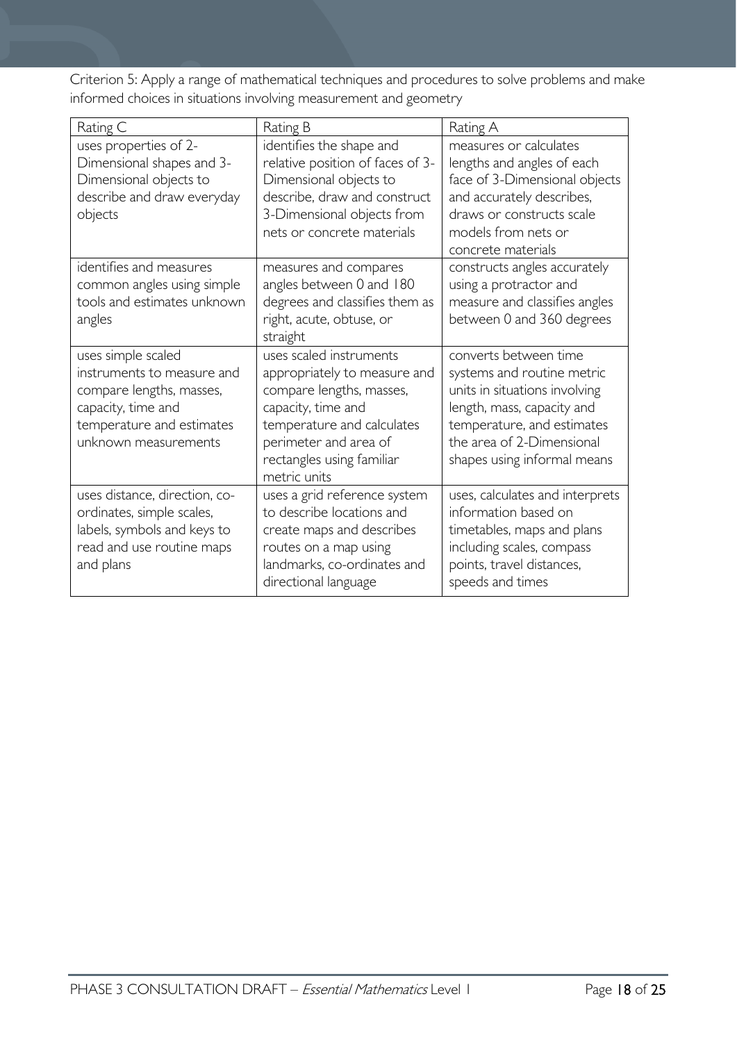Criterion 5: Apply a range of mathematical techniques and procedures to solve problems and make informed choices in situations involving measurement and geometry

| Rating C | Rating B | Rating A |
| --- | --- | --- |
| uses properties of 2-Dimensional shapes and 3-Dimensional objects to describe and draw everyday objects | identifies the shape and relative position of faces of 3-Dimensional objects to describe, draw and construct 3-Dimensional objects from nets or concrete materials | measures or calculates lengths and angles of each face of 3-Dimensional objects and accurately describes, draws or constructs scale models from nets or concrete materials |
| identifies and measures common angles using simple tools and estimates unknown angles | measures and compares angles between 0 and 180 degrees and classifies them as right, acute, obtuse, or straight | constructs angles accurately using a protractor and measure and classifies angles between 0 and 360 degrees |
| uses simple scaled instruments to measure and compare lengths, masses, capacity, time and temperature and estimates unknown measurements | uses scaled instruments appropriately to measure and compare lengths, masses, capacity, time and temperature and calculates perimeter and area of rectangles using familiar metric units | converts between time systems and routine metric units in situations involving length, mass, capacity and temperature, and estimates the area of 2-Dimensional shapes using informal means |
| uses distance, direction, co-ordinates, simple scales, labels, symbols and keys to read and use routine maps and plans | uses a grid reference system to describe locations and create maps and describes routes on a map using landmarks, co-ordinates and directional language | uses, calculates and interprets information based on timetables, maps and plans including scales, compass points, travel distances, speeds and times |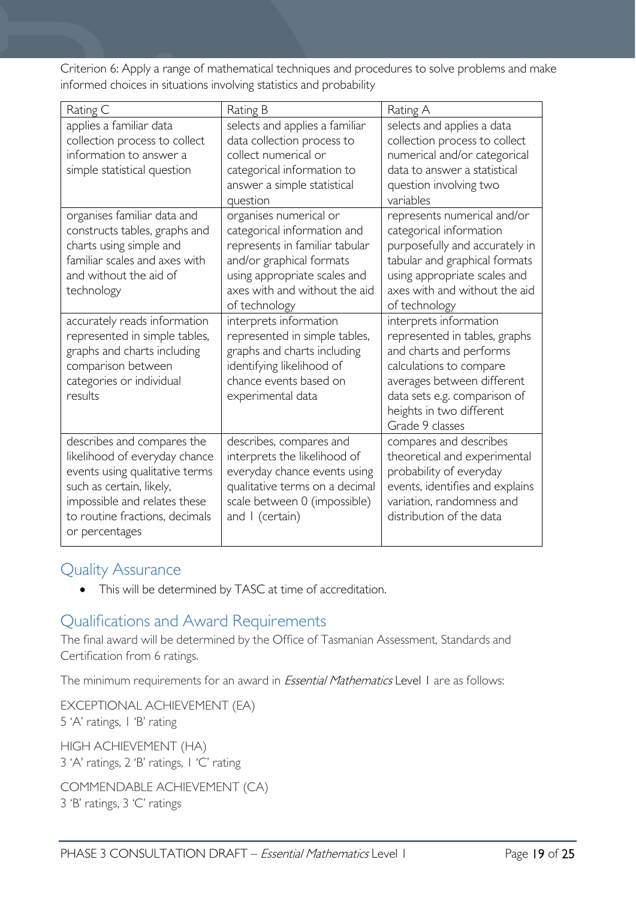Criterion 6: Apply a range of mathematical techniques and procedures to solve problems and make informed choices in situations involving statistics and probability

| Rating C | Rating B | Rating A |
|---|---|---|
| applies a familiar data collection process to collect information to answer a simple statistical question | selects and applies a familiar data collection process to collect numerical or categorical information to answer a simple statistical question | selects and applies a data collection process to collect numerical and/or categorical data to answer a statistical question involving two variables |
| organises familiar data and constructs tables, graphs and charts using simple and familiar scales and axes with and without the aid of technology | organises numerical or categorical information and represents in familiar tabular and/or graphical formats using appropriate scales and axes with and without the aid of technology | represents numerical and/or categorical information purposefully and accurately in tabular and graphical formats using appropriate scales and axes with and without the aid of technology |
| accurately reads information represented in simple tables, graphs and charts including comparison between categories or individual results | interprets information represented in simple tables, graphs and charts including identifying likelihood of chance events based on experimental data | interprets information represented in tables, graphs and charts and performs calculations to compare averages between different data sets e.g. comparison of heights in two different Grade 9 classes |
| describes and compares the likelihood of everyday chance events using qualitative terms such as certain, likely, impossible and relates these to routine fractions, decimals or percentages | describes, compares and interprets the likelihood of everyday chance events using qualitative terms on a decimal scale between 0 (impossible) and 1 (certain) | compares and describes theoretical and experimental probability of everyday events, identifies and explains variation, randomness and distribution of the data |

## Quality Assurance

- This will be determined by TASC at time of accreditation.

## Qualifications and Award Requirements

The final award will be determined by the Office of Tasmanian Assessment, Standards and Certification from 6 ratings.

The minimum requirements for an award in *Essential Mathematics* Level 1 are as follows:

EXCEPTIONAL ACHIEVEMENT (EA)
5 'A' ratings, 1 'B' rating

HIGH ACHIEVEMENT (HA)
3 'A' ratings, 2 'B' ratings, 1 'C' rating

COMMENDABLE ACHIEVEMENT (CA)
3 'B' ratings, 3 'C' ratings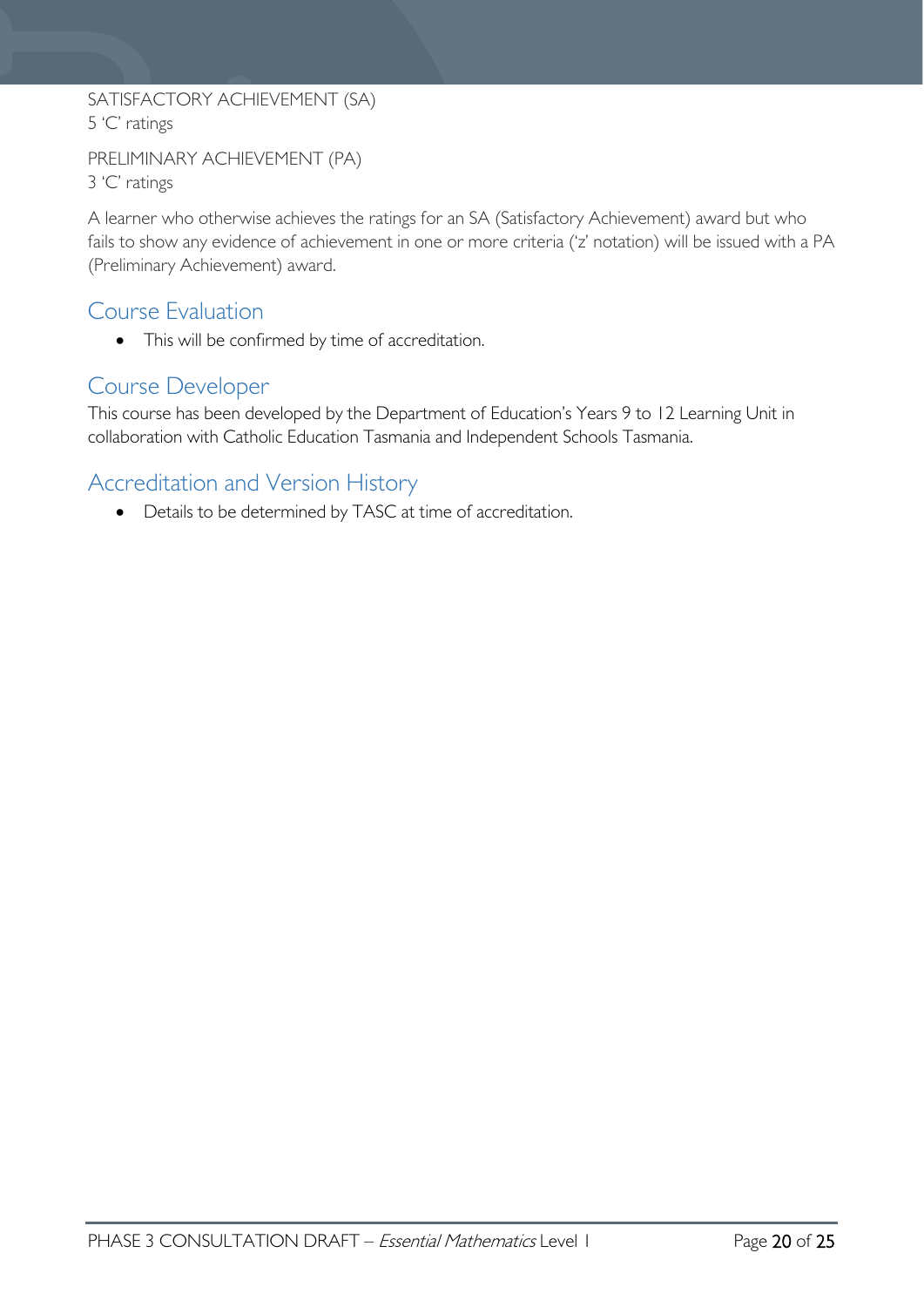SATISFACTORY ACHIEVEMENT (SA)
5 'C' ratings

PRELIMINARY ACHIEVEMENT (PA)
3 'C' ratings

A learner who otherwise achieves the ratings for an SA (Satisfactory Achievement) award but who fails to show any evidence of achievement in one or more criteria ('z' notation) will be issued with a PA (Preliminary Achievement) award.

## Course Evaluation

- This will be confirmed by time of accreditation.

## Course Developer

This course has been developed by the Department of Education's Years 9 to 12 Learning Unit in collaboration with Catholic Education Tasmania and Independent Schools Tasmania.

## Accreditation and Version History

- Details to be determined by TASC at time of accreditation.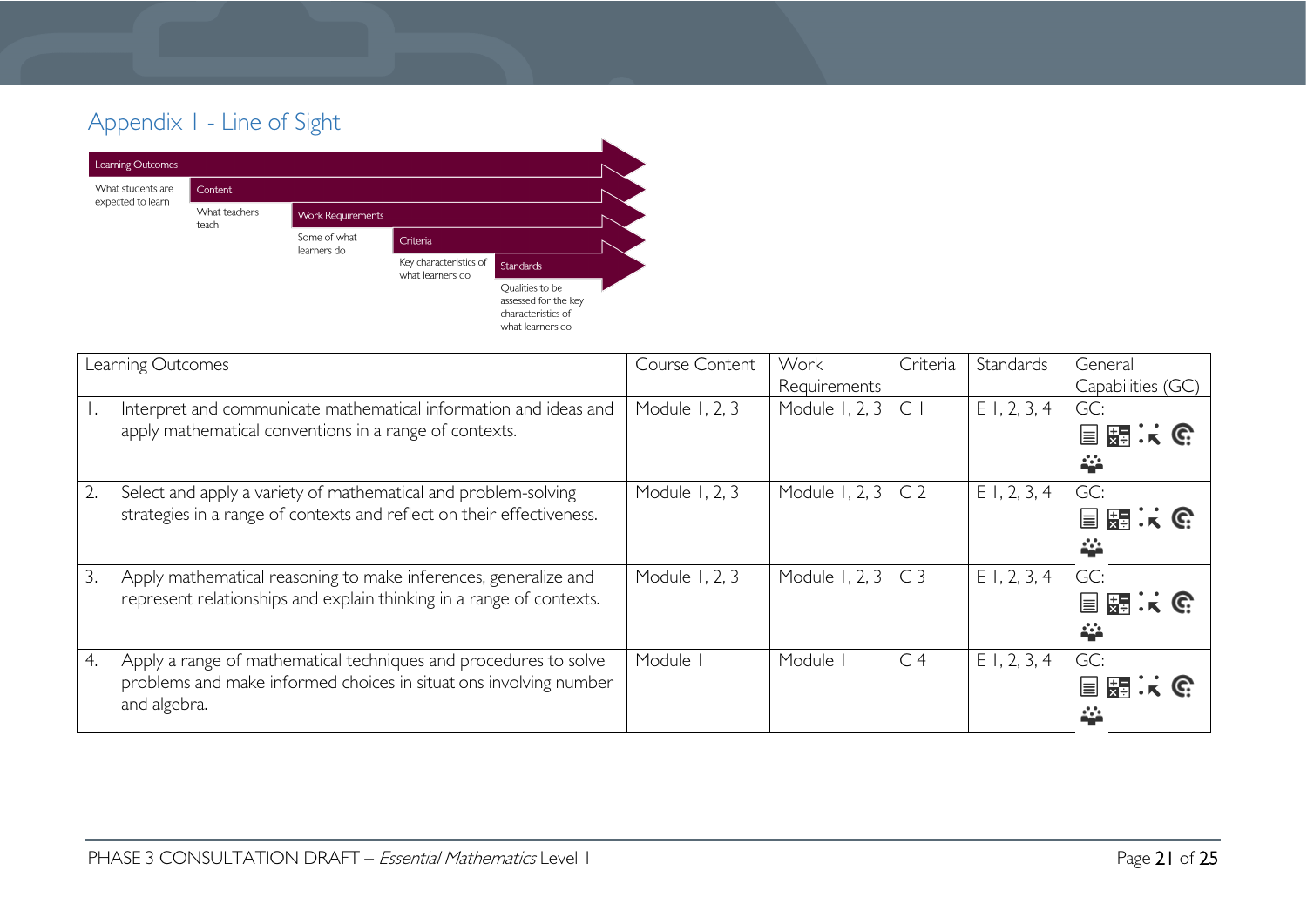## Appendix 1 - Line of Sight

Learning Outcomes — What students are expected to learn

Content — What teachers teach

Work Requirements — Some of what learners do

Criteria — Key characteristics of what learners do

Standards — Qualities to be assessed for the key characteristics of what learners do

| Learning Outcomes | Course Content | Work Requirements | Criteria | Standards | General Capabilities (GC) |
|---|---|---|---|---|---|
| 1. Interpret and communicate mathematical information and ideas and apply mathematical conventions in a range of contexts. | Module 1, 2, 3 | Module 1, 2, 3 | C 1 | E 1, 2, 3, 4 | GC: |
| 2. Select and apply a variety of mathematical and problem-solving strategies in a range of contexts and reflect on their effectiveness. | Module 1, 2, 3 | Module 1, 2, 3 | C 2 | E 1, 2, 3, 4 | GC: |
| 3. Apply mathematical reasoning to make inferences, generalize and represent relationships and explain thinking in a range of contexts. | Module 1, 2, 3 | Module 1, 2, 3 | C 3 | E 1, 2, 3, 4 | GC: |
| 4. Apply a range of mathematical techniques and procedures to solve problems and make informed choices in situations involving number and algebra. | Module 1 | Module 1 | C 4 | E 1, 2, 3, 4 | GC: |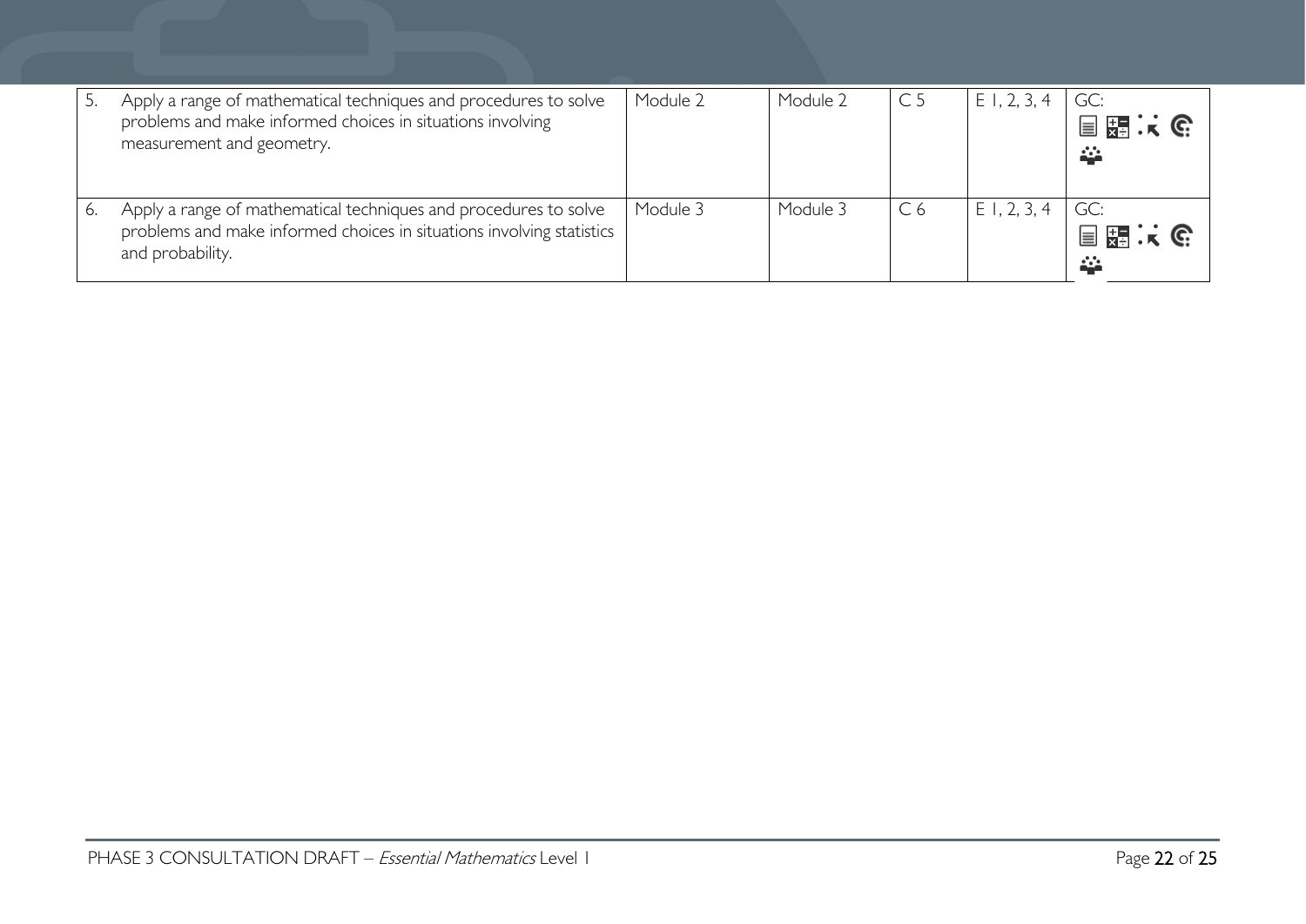| | | | | | | |
|---|---|---|---|---|---|---|
| 5. | Apply a range of mathematical techniques and procedures to solve problems and make informed choices in situations involving measurement and geometry. | Module 2 | Module 2 | C 5 | E 1, 2, 3, 4 | GC: |
| 6. | Apply a range of mathematical techniques and procedures to solve problems and make informed choices in situations involving statistics and probability. | Module 3 | Module 3 | C 6 | E 1, 2, 3, 4 | GC: |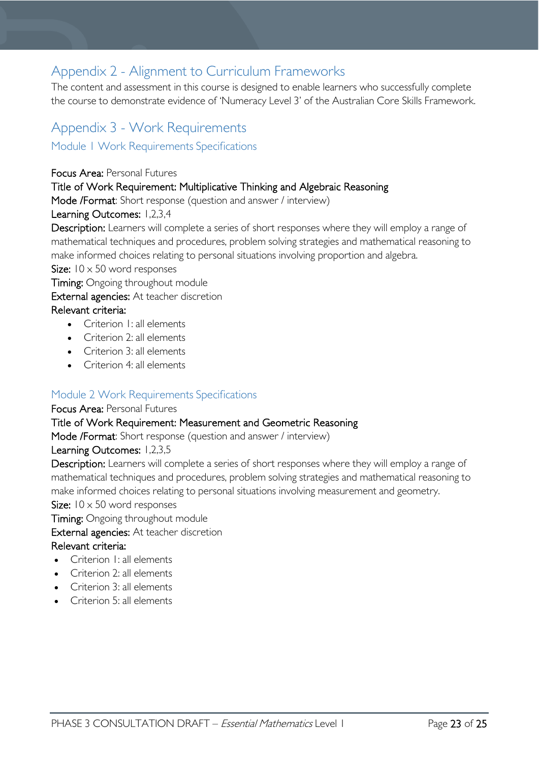## Appendix 2 - Alignment to Curriculum Frameworks

The content and assessment in this course is designed to enable learners who successfully complete the course to demonstrate evidence of 'Numeracy Level 3' of the Australian Core Skills Framework.

## Appendix 3 - Work Requirements

### Module 1 Work Requirements Specifications

Focus Area: Personal Futures

Title of Work Requirement: Multiplicative Thinking and Algebraic Reasoning

Mode /Format: Short response (question and answer / interview)

Learning Outcomes: 1,2,3,4

Description: Learners will complete a series of short responses where they will employ a range of mathematical techniques and procedures, problem solving strategies and mathematical reasoning to make informed choices relating to personal situations involving proportion and algebra.

Size: 10 × 50 word responses

Timing: Ongoing throughout module

External agencies: At teacher discretion

Relevant criteria:

- Criterion 1: all elements
- Criterion 2: all elements
- Criterion 3: all elements
- Criterion 4: all elements

### Module 2 Work Requirements Specifications

Focus Area: Personal Futures

Title of Work Requirement: Measurement and Geometric Reasoning

Mode /Format: Short response (question and answer / interview)

Learning Outcomes: 1,2,3,5

Description: Learners will complete a series of short responses where they will employ a range of mathematical techniques and procedures, problem solving strategies and mathematical reasoning to make informed choices relating to personal situations involving measurement and geometry.

Size: 10 × 50 word responses

Timing: Ongoing throughout module

External agencies: At teacher discretion

Relevant criteria:

- Criterion 1: all elements
- Criterion 2: all elements
- Criterion 3: all elements
- Criterion 5: all elements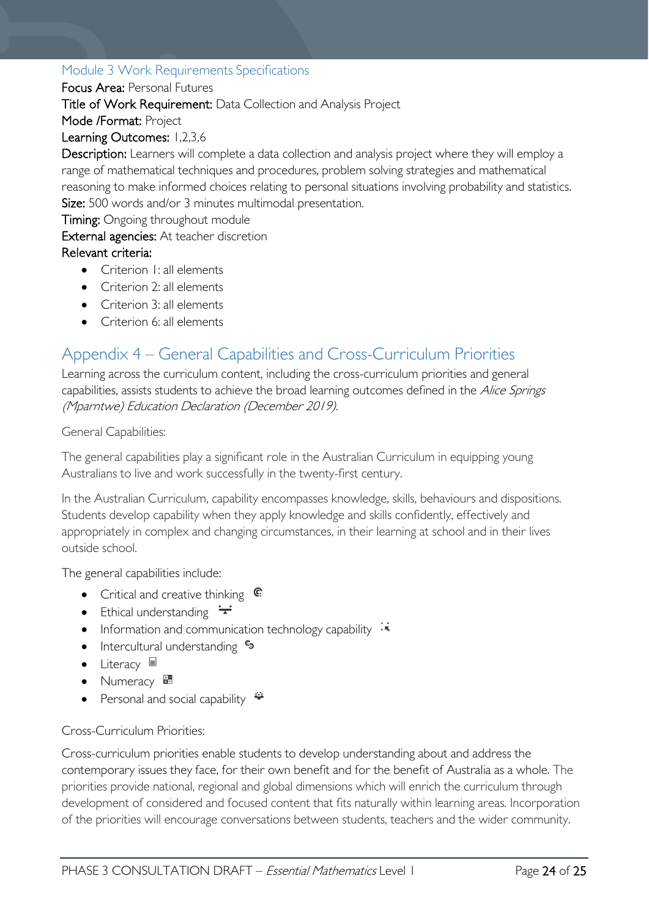### Module 3 Work Requirements Specifications

**Focus Area:** Personal Futures

**Title of Work Requirement:** Data Collection and Analysis Project

**Mode /Format:** Project

**Learning Outcomes:** 1,2,3,6

**Description:** Learners will complete a data collection and analysis project where they will employ a range of mathematical techniques and procedures, problem solving strategies and mathematical reasoning to make informed choices relating to personal situations involving probability and statistics.

**Size:** 500 words and/or 3 minutes multimodal presentation.

**Timing:** Ongoing throughout module

**External agencies:** At teacher discretion

**Relevant criteria:**

- Criterion 1: all elements
- Criterion 2: all elements
- Criterion 3: all elements
- Criterion 6: all elements

## Appendix 4 – General Capabilities and Cross-Curriculum Priorities

Learning across the curriculum content, including the cross-curriculum priorities and general capabilities, assists students to achieve the broad learning outcomes defined in the *Alice Springs (Mparntwe) Education Declaration (December 2019)*.

General Capabilities:

The general capabilities play a significant role in the Australian Curriculum in equipping young Australians to live and work successfully in the twenty-first century.

In the Australian Curriculum, capability encompasses knowledge, skills, behaviours and dispositions. Students develop capability when they apply knowledge and skills confidently, effectively and appropriately in complex and changing circumstances, in their learning at school and in their lives outside school.

The general capabilities include:

- Critical and creative thinking
- Ethical understanding
- Information and communication technology capability
- Intercultural understanding
- Literacy
- Numeracy
- Personal and social capability

Cross-Curriculum Priorities:

Cross-curriculum priorities enable students to develop understanding about and address the contemporary issues they face, for their own benefit and for the benefit of Australia as a whole. The priorities provide national, regional and global dimensions which will enrich the curriculum through development of considered and focused content that fits naturally within learning areas. Incorporation of the priorities will encourage conversations between students, teachers and the wider community.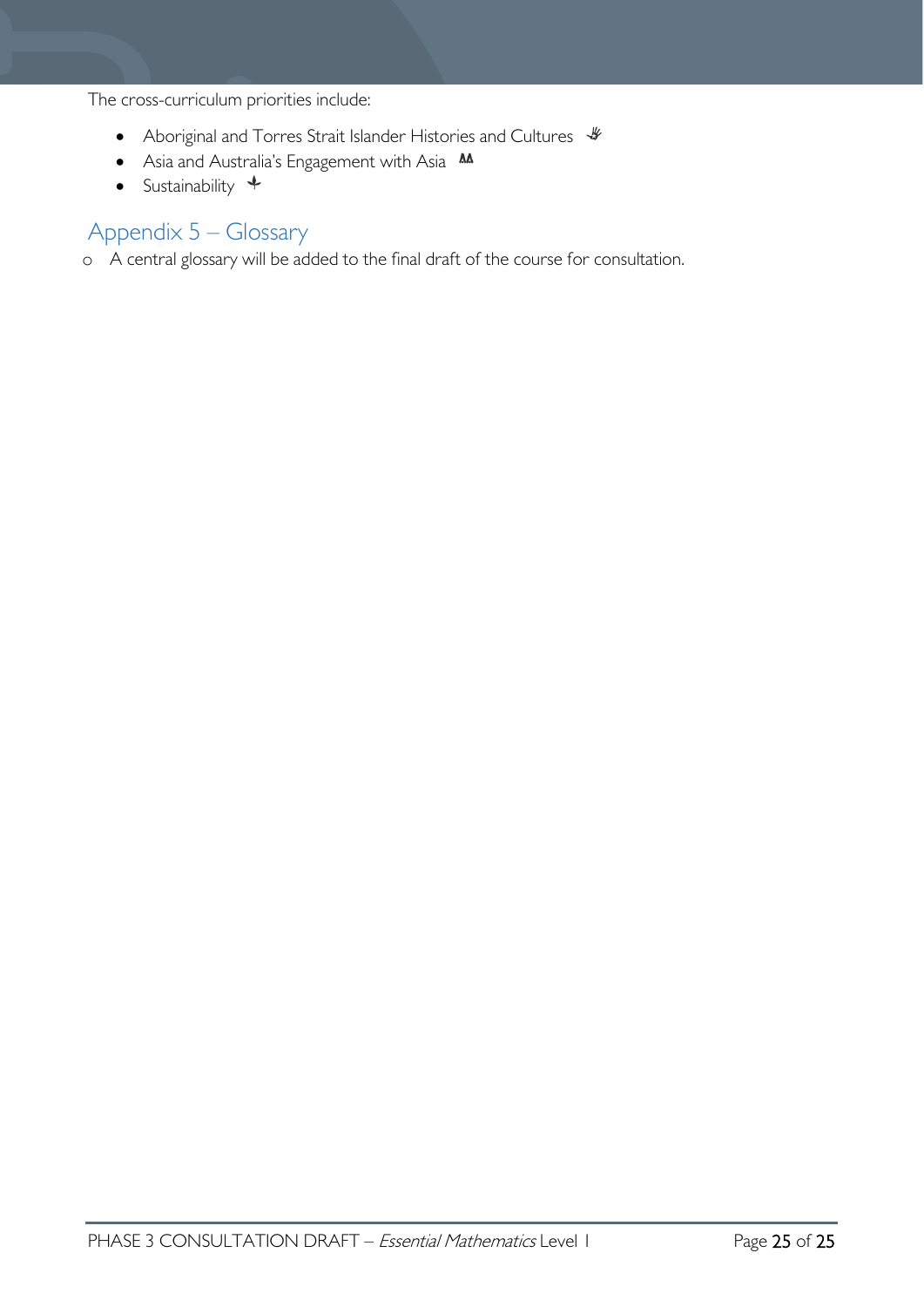The cross-curriculum priorities include:

- Aboriginal and Torres Strait Islander Histories and Cultures
- Asia and Australia's Engagement with Asia
- Sustainability

## Appendix 5 – Glossary

- A central glossary will be added to the final draft of the course for consultation.